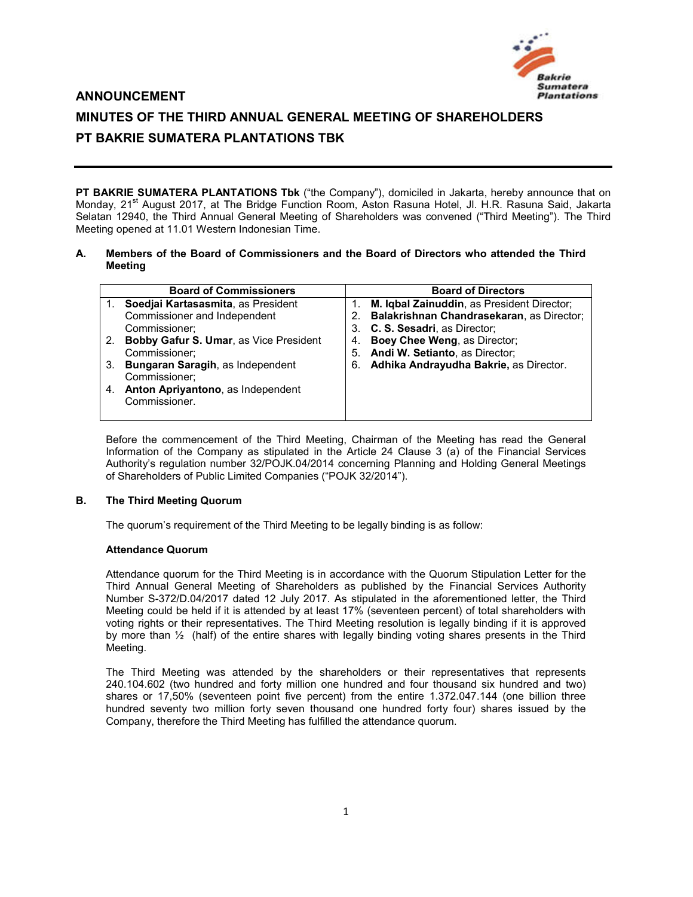# ANNOUNCEMENT

# MINUTES OF THE THIRD ANNUAL GENERAL MEETING OF SHAREHOLDERS

# PT BAKRIE SUMATERA PLANTATIONS TBK

---

**PT BAKRIE SUMATERA PLANTATIONS Tbk** ("the Company"), domiciled in Jakarta, hereby announce that on Monday, 21st August 2017, at The Bridge Function Room, Aston Rasuna Hotel, Jl. H.R. Rasuna Said, Jakarta Selatan 12940, the Third Annual General Meeting of Shareholders was convened ("Third Meeting"). The Third Meeting opened at 11.01 Western Indonesian Time.

## A. Members of the Board of Commissioners and the Board of Directors who attended the Third Meeting

| Board of Commissioners | Board of Directors |
|---|---|
| 1. **Soedjai Kartasasmita**, as President Commissioner and Independent Commissioner;<br>2. **Bobby Gafur S. Umar**, as Vice President Commissioner;<br>3. **Bungaran Saragih**, as Independent Commissioner;<br>4. **Anton Apriyantono**, as Independent Commissioner. | 1. **M. Iqbal Zainuddin**, as President Director;<br>2. **Balakrishnan Chandrasekaran**, as Director;<br>3. **C. S. Sesadri**, as Director;<br>4. **Boey Chee Weng**, as Director;<br>5. **Andi W. Setianto**, as Director;<br>6. **Adhika Andrayudha Bakrie,** as Director. |

Before the commencement of the Third Meeting, Chairman of the Meeting has read the General Information of the Company as stipulated in the Article 24 Clause 3 (a) of the Financial Services Authority's regulation number 32/POJK.04/2014 concerning Planning and Holding General Meetings of Shareholders of Public Limited Companies ("POJK 32/2014").

## B. The Third Meeting Quorum

The quorum's requirement of the Third Meeting to be legally binding is as follow:

**Attendance Quorum**

Attendance quorum for the Third Meeting is in accordance with the Quorum Stipulation Letter for the Third Annual General Meeting of Shareholders as published by the Financial Services Authority Number S-372/D.04/2017 dated 12 July 2017. As stipulated in the aforementioned letter, the Third Meeting could be held if it is attended by at least 17% (seventeen percent) of total shareholders with voting rights or their representatives. The Third Meeting resolution is legally binding if it is approved by more than ½ (half) of the entire shares with legally binding voting shares presents in the Third Meeting.

The Third Meeting was attended by the shareholders or their representatives that represents 240.104.602 (two hundred and forty million one hundred and four thousand six hundred and two) shares or 17,50% (seventeen point five percent) from the entire 1.372.047.144 (one billion three hundred seventy two million forty seven thousand one hundred forty four) shares issued by the Company, therefore the Third Meeting has fulfilled the attendance quorum.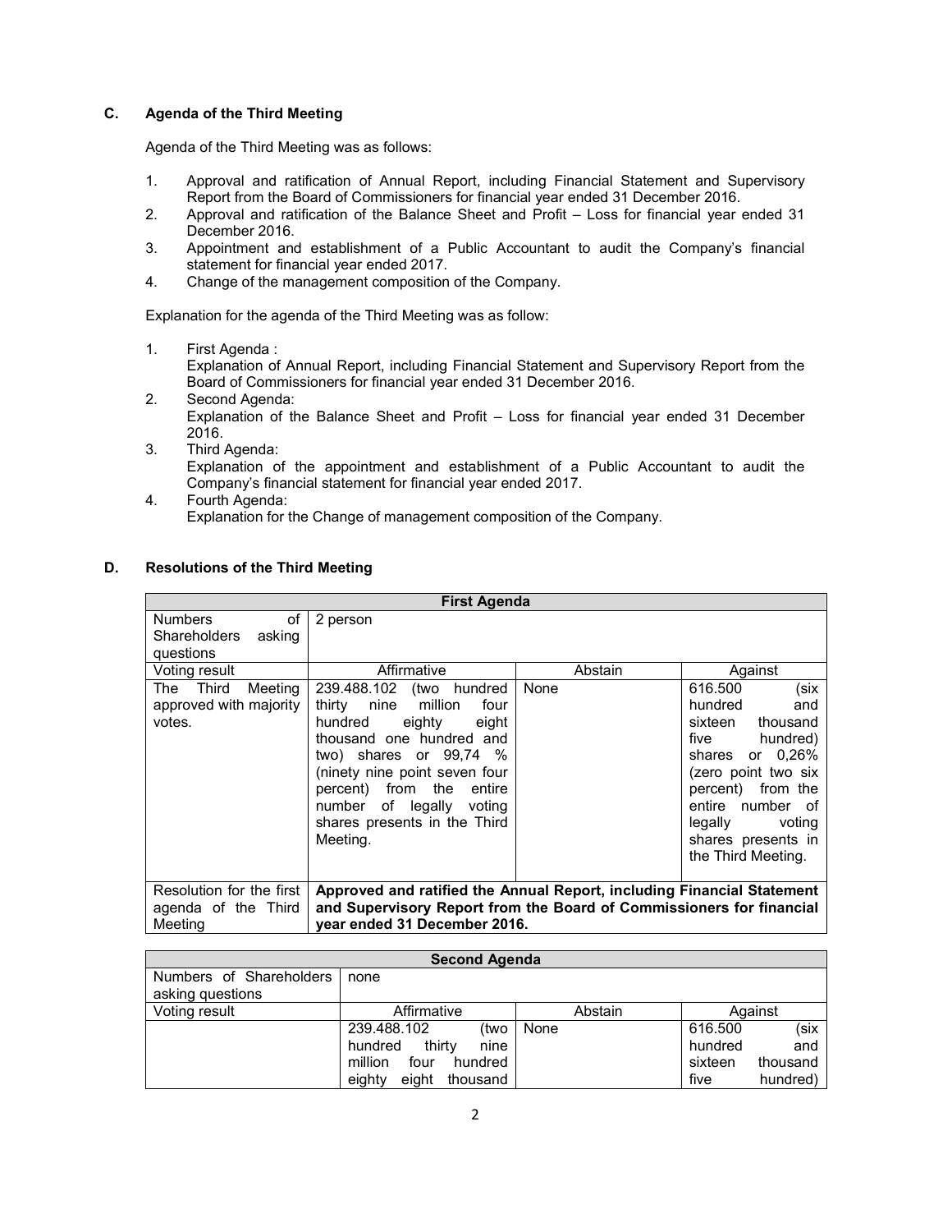### C. Agenda of the Third Meeting

Agenda of the Third Meeting was as follows:

1. Approval and ratification of Annual Report, including Financial Statement and Supervisory Report from the Board of Commissioners for financial year ended 31 December 2016.
2. Approval and ratification of the Balance Sheet and Profit – Loss for financial year ended 31 December 2016.
3. Appointment and establishment of a Public Accountant to audit the Company's financial statement for financial year ended 2017.
4. Change of the management composition of the Company.

Explanation for the agenda of the Third Meeting was as follow:

1. First Agenda :
   Explanation of Annual Report, including Financial Statement and Supervisory Report from the Board of Commissioners for financial year ended 31 December 2016.
2. Second Agenda:
   Explanation of the Balance Sheet and Profit – Loss for financial year ended 31 December 2016.
3. Third Agenda:
   Explanation of the appointment and establishment of a Public Accountant to audit the Company's financial statement for financial year ended 2017.
4. Fourth Agenda:
   Explanation for the Change of management composition of the Company.

### D. Resolutions of the Third Meeting

| First Agenda | | | |
|---|---|---|---|
| Numbers of Shareholders asking questions | 2 person | | |
| Voting result | Affirmative | Abstain | Against |
| The Third Meeting approved with majority votes. | 239.488.102 (two hundred thirty nine million four hundred eighty eight thousand one hundred and two) shares or 99,74 % (ninety nine point seven four percent) from the entire number of legally voting shares presents in the Third Meeting. | None | 616.500 (six hundred and sixteen thousand five hundred) shares or 0,26% (zero point two six percent) from the entire number of legally voting shares presents in the Third Meeting. |
| Resolution for the first agenda of the Third Meeting | **Approved and ratified the Annual Report, including Financial Statement and Supervisory Report from the Board of Commissioners for financial year ended 31 December 2016.** | | |

| Second Agenda | | | |
|---|---|---|---|
| Numbers of Shareholders asking questions | none | | |
| Voting result | Affirmative | Abstain | Against |
| | 239.488.102 (two hundred thirty nine million four hundred eighty eight thousand | None | 616.500 (six hundred and sixteen thousand five hundred) |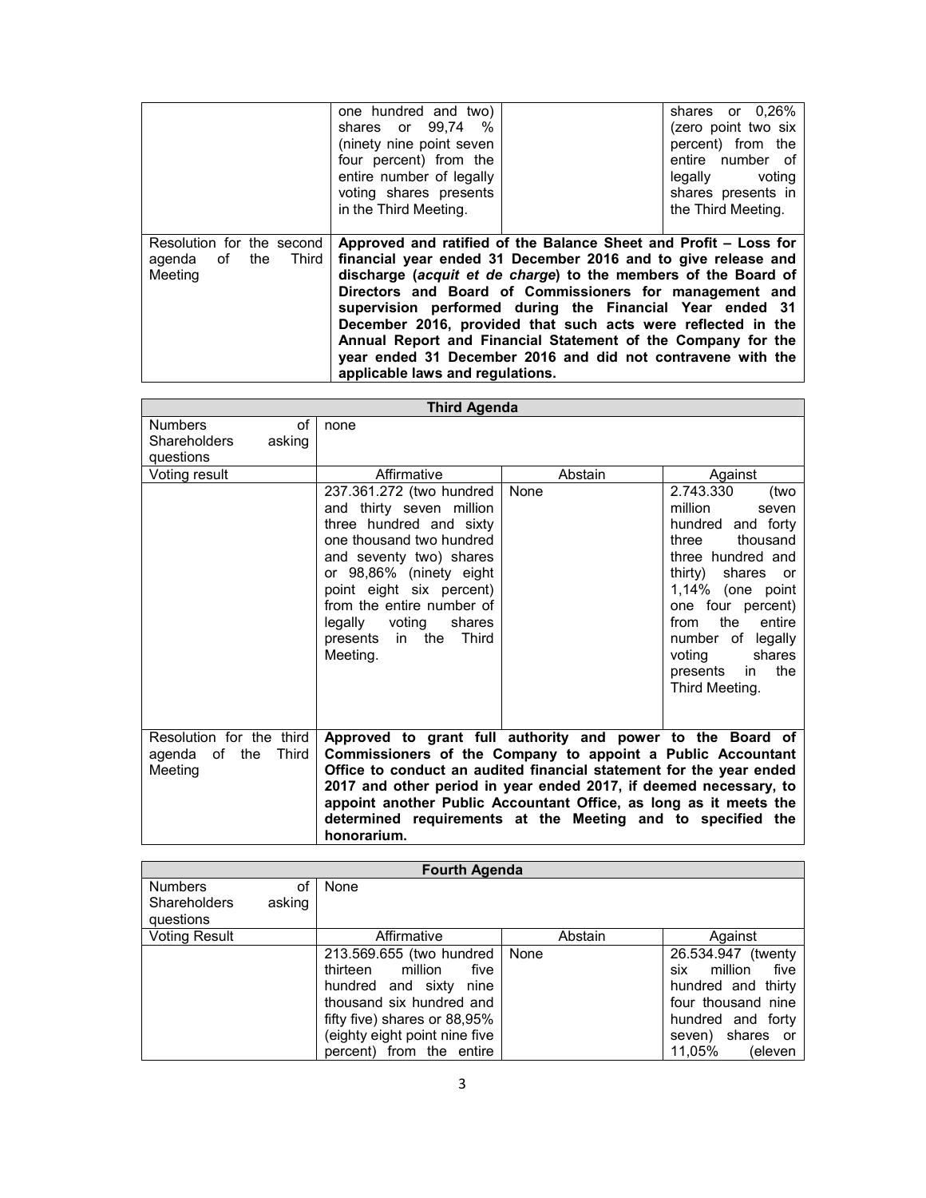| | one hundred and two) shares or 99,74 % (ninety nine point seven four percent) from the entire number of legally voting shares presents in the Third Meeting. | | shares or 0,26% (zero point two six percent) from the entire number of legally voting shares presents in the Third Meeting. |
|---|---|---|---|
| Resolution for the second agenda of the Third Meeting | **Approved and ratified of the Balance Sheet and Profit – Loss for financial year ended 31 December 2016 and to give release and discharge (*acquit et de charge*) to the members of the Board of Directors and Board of Commissioners for management and supervision performed during the Financial Year ended 31 December 2016, provided that such acts were reflected in the Annual Report and Financial Statement of the Company for the year ended 31 December 2016 and did not contravene with the applicable laws and regulations.** | | |

| **Third Agenda** | | | |
|---|---|---|---|
| Numbers of Shareholders asking questions | none | | |
| Voting result | Affirmative | Abstain | Against |
| | 237.361.272 (two hundred and thirty seven million three hundred and sixty one thousand two hundred and seventy two) shares or 98,86% (ninety eight point eight six percent) from the entire number of legally voting shares presents in the Third Meeting. | None | 2.743.330 (two million seven hundred and forty three thousand three hundred and thirty) shares or 1,14% (one point one four percent) from the entire number of legally voting shares presents in the Third Meeting. |
| Resolution for the third agenda of the Third Meeting | **Approved to grant full authority and power to the Board of Commissioners of the Company to appoint a Public Accountant Office to conduct an audited financial statement for the year ended 2017 and other period in year ended 2017, if deemed necessary, to appoint another Public Accountant Office, as long as it meets the determined requirements at the Meeting and to specified the honorarium.** | | |

| **Fourth Agenda** | | | |
|---|---|---|---|
| Numbers of Shareholders asking questions | None | | |
| Voting Result | Affirmative | Abstain | Against |
| | 213.569.655 (two hundred thirteen million five hundred and sixty nine thousand six hundred and fifty five) shares or 88,95% (eighty eight point nine five percent) from the entire | None | 26.534.947 (twenty six million five hundred and thirty four thousand nine hundred and forty seven) shares or 11,05% (eleven |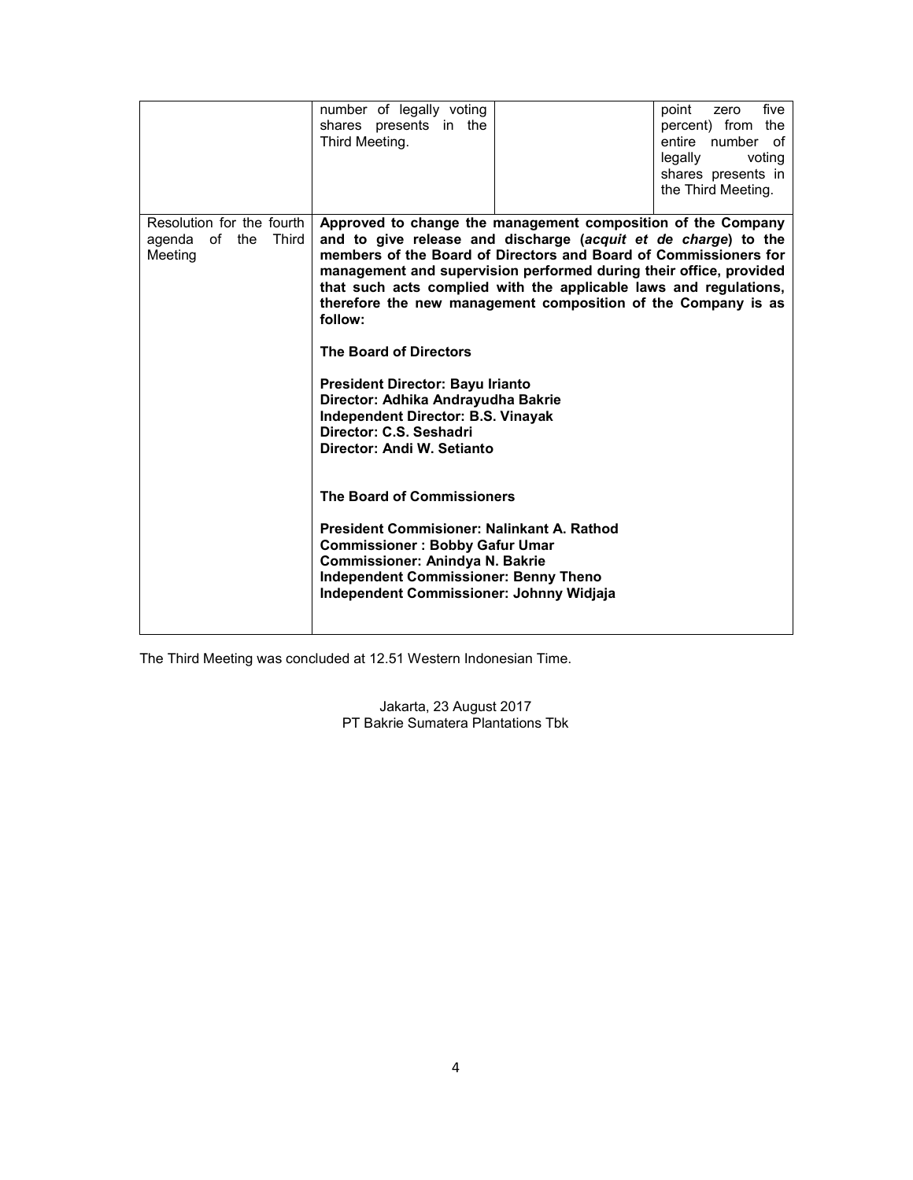| | | | |
|---|---|---|---|
| | number of legally voting shares presents in the Third Meeting. | | point zero five percent) from the entire number of legally voting shares presents in the Third Meeting. |
| Resolution for the fourth agenda of the Third Meeting | **Approved to change the management composition of the Company and to give release and discharge (*acquit et de charge*) to the members of the Board of Directors and Board of Commissioners for management and supervision performed during their office, provided that such acts complied with the applicable laws and regulations, therefore the new management composition of the Company is as follow:**<br><br>**The Board of Directors**<br><br>**President Director: Bayu Irianto**<br>**Director: Adhika Andrayudha Bakrie**<br>**Independent Director: B.S. Vinayak**<br>**Director: C.S. Seshadri**<br>**Director: Andi W. Setianto**<br><br>**The Board of Commissioners**<br><br>**President Commisioner: Nalinkant A. Rathod**<br>**Commissioner : Bobby Gafur Umar**<br>**Commissioner: Anindya N. Bakrie**<br>**Independent Commissioner: Benny Theno**<br>**Independent Commissioner: Johnny Widjaja** | | |

The Third Meeting was concluded at 12.51 Western Indonesian Time.

Jakarta, 23 August 2017
PT Bakrie Sumatera Plantations Tbk